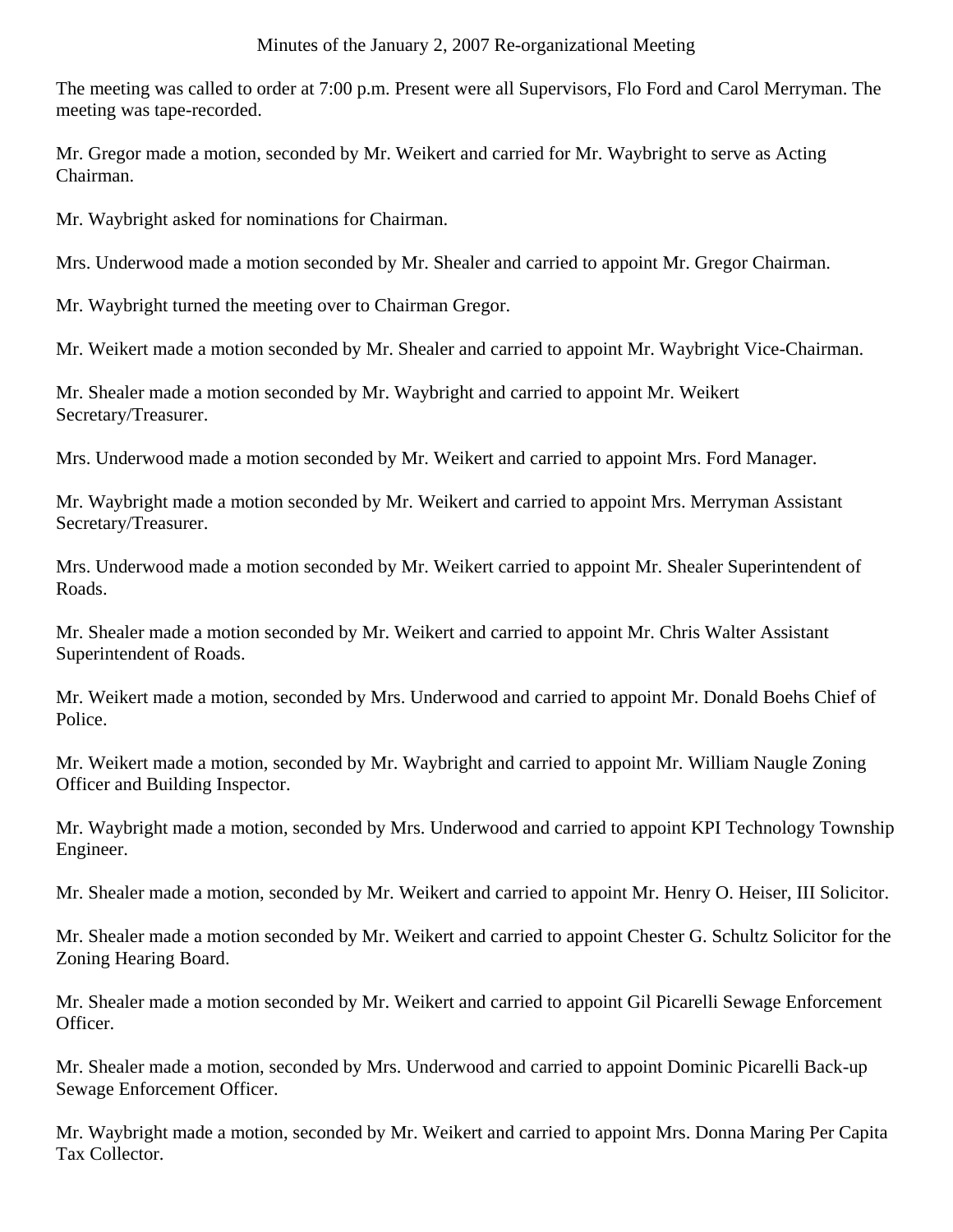# Minutes of the January 2, 2007 Re-organizational Meeting

The meeting was called to order at 7:00 p.m. Present were all Supervisors, Flo Ford and Carol Merryman. The meeting was tape-recorded.

Mr. Gregor made a motion, seconded by Mr. Weikert and carried for Mr. Waybright to serve as Acting Chairman.

Mr. Waybright asked for nominations for Chairman.

Mrs. Underwood made a motion seconded by Mr. Shealer and carried to appoint Mr. Gregor Chairman.

Mr. Waybright turned the meeting over to Chairman Gregor.

Mr. Weikert made a motion seconded by Mr. Shealer and carried to appoint Mr. Waybright Vice-Chairman.

Mr. Shealer made a motion seconded by Mr. Waybright and carried to appoint Mr. Weikert Secretary/Treasurer.

Mrs. Underwood made a motion seconded by Mr. Weikert and carried to appoint Mrs. Ford Manager.

Mr. Waybright made a motion seconded by Mr. Weikert and carried to appoint Mrs. Merryman Assistant Secretary/Treasurer.

Mrs. Underwood made a motion seconded by Mr. Weikert carried to appoint Mr. Shealer Superintendent of Roads.

Mr. Shealer made a motion seconded by Mr. Weikert and carried to appoint Mr. Chris Walter Assistant Superintendent of Roads.

Mr. Weikert made a motion, seconded by Mrs. Underwood and carried to appoint Mr. Donald Boehs Chief of Police.

Mr. Weikert made a motion, seconded by Mr. Waybright and carried to appoint Mr. William Naugle Zoning Officer and Building Inspector.

Mr. Waybright made a motion, seconded by Mrs. Underwood and carried to appoint KPI Technology Township Engineer.

Mr. Shealer made a motion, seconded by Mr. Weikert and carried to appoint Mr. Henry O. Heiser, III Solicitor.

Mr. Shealer made a motion seconded by Mr. Weikert and carried to appoint Chester G. Schultz Solicitor for the Zoning Hearing Board.

Mr. Shealer made a motion seconded by Mr. Weikert and carried to appoint Gil Picarelli Sewage Enforcement Officer.

Mr. Shealer made a motion seconded by Mrs. Underwood and carried to appoint Dominic Picarelli Back-up Sewage Enforcement Officer.

Mr. Waybright made a motion, seconded by Mr. Weikert and carried to appoint Mrs. Donna Maring Per Capita Tax Collector.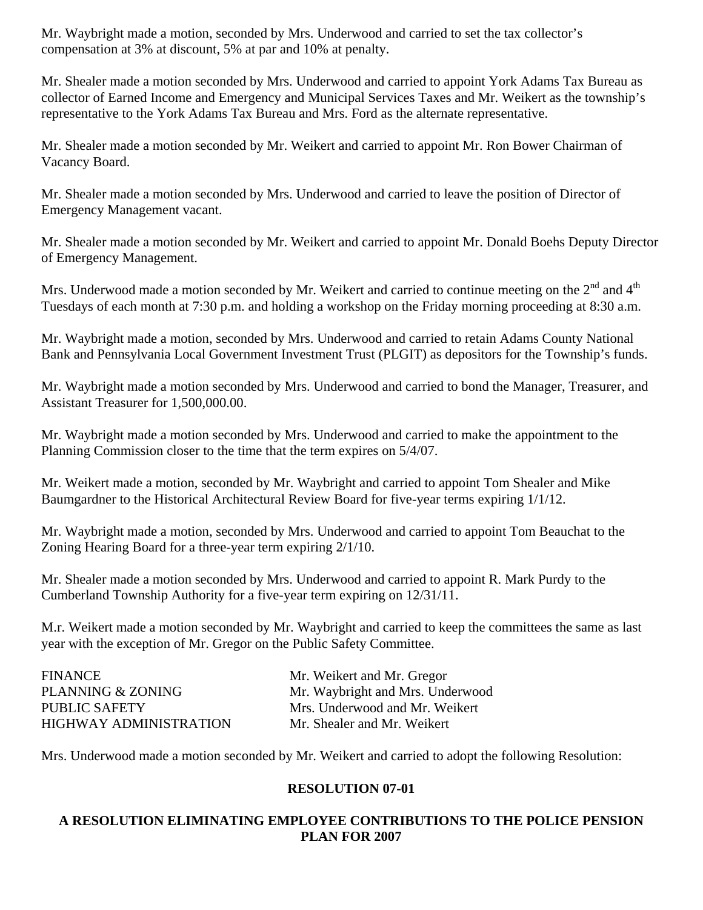Mr. Waybright made a motion, seconded by Mrs. Underwood and carried to set the tax collector's compensation at 3% at discount, 5% at par and 10% at penalty.

Mr. Shealer made a motion seconded by Mrs. Underwood and carried to appoint York Adams Tax Bureau as collector of Earned Income and Emergency and Municipal Services Taxes and Mr. Weikert as the township's representative to the York Adams Tax Bureau and Mrs. Ford as the alternate representative.

Mr. Shealer made a motion seconded by Mr. Weikert and carried to appoint Mr. Ron Bower Chairman of Vacancy Board.

Mr. Shealer made a motion seconded by Mrs. Underwood and carried to leave the position of Director of Emergency Management vacant.

Mr. Shealer made a motion seconded by Mr. Weikert and carried to appoint Mr. Donald Boehs Deputy Director of Emergency Management.

Mrs. Underwood made a motion seconded by Mr. Weikert and carried to continue meeting on the 2nd and 4th Tuesdays of each month at 7:30 p.m. and holding a workshop on the Friday morning proceeding at 8:30 a.m.

Mr. Waybright made a motion, seconded by Mrs. Underwood and carried to retain Adams County National Bank and Pennsylvania Local Government Investment Trust (PLGIT) as depositors for the Township's funds.

Mr. Waybright made a motion seconded by Mrs. Underwood and carried to bond the Manager, Treasurer, and Assistant Treasurer for 1,500,000.00.

Mr. Waybright made a motion seconded by Mrs. Underwood and carried to make the appointment to the Planning Commission closer to the time that the term expires on 5/4/07.

Mr. Weikert made a motion, seconded by Mr. Waybright and carried to appoint Tom Shealer and Mike Baumgardner to the Historical Architectural Review Board for five-year terms expiring 1/1/12.

Mr. Waybright made a motion, seconded by Mrs. Underwood and carried to appoint Tom Beauchat to the Zoning Hearing Board for a three-year term expiring 2/1/10.

Mr. Shealer made a motion seconded by Mrs. Underwood and carried to appoint R. Mark Purdy to the Cumberland Township Authority for a five-year term expiring on 12/31/11.

M.r. Weikert made a motion seconded by Mr. Waybright and carried to keep the committees the same as last year with the exception of Mr. Gregor on the Public Safety Committee.

| | |
|---|---|
| FINANCE | Mr. Weikert and Mr. Gregor |
| PLANNING & ZONING | Mr. Waybright and Mrs. Underwood |
| PUBLIC SAFETY | Mrs. Underwood and Mr. Weikert |
| HIGHWAY ADMINISTRATION | Mr. Shealer and Mr. Weikert |

Mrs. Underwood made a motion seconded by Mr. Weikert and carried to adopt the following Resolution:

**RESOLUTION 07-01**

**A RESOLUTION ELIMINATING EMPLOYEE CONTRIBUTIONS TO THE POLICE PENSION PLAN FOR 2007**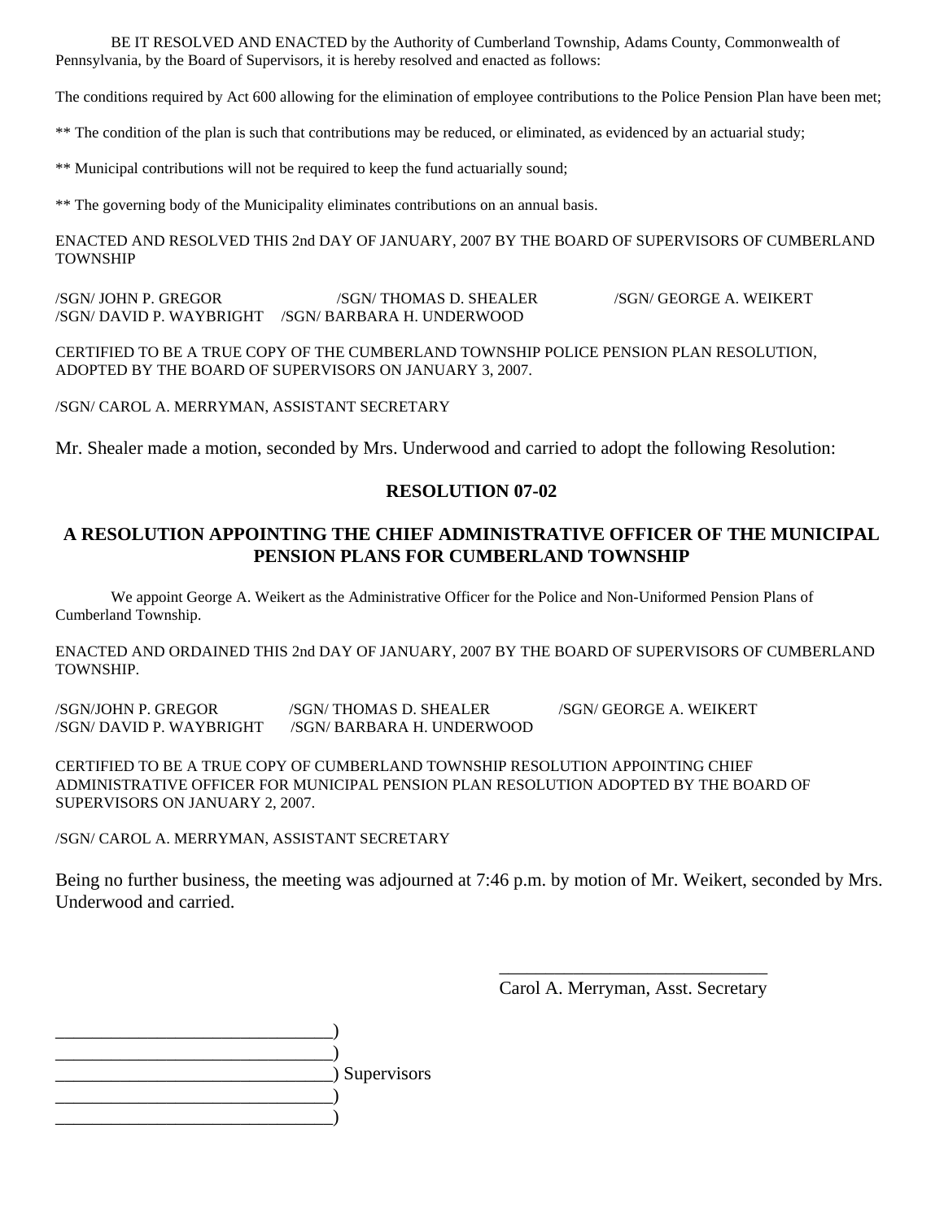BE IT RESOLVED AND ENACTED by the Authority of Cumberland Township, Adams County, Commonwealth of Pennsylvania, by the Board of Supervisors, it is hereby resolved and enacted as follows:

The conditions required by Act 600 allowing for the elimination of employee contributions to the Police Pension Plan have been met;

** The condition of the plan is such that contributions may be reduced, or eliminated, as evidenced by an actuarial study;

** Municipal contributions will not be required to keep the fund actuarially sound;

** The governing body of the Municipality eliminates contributions on an annual basis.

ENACTED AND RESOLVED THIS 2nd DAY OF JANUARY, 2007 BY THE BOARD OF SUPERVISORS OF CUMBERLAND TOWNSHIP

/SGN/ JOHN P. GREGOR /SGN/ THOMAS D. SHEALER /SGN/ GEORGE A. WEIKERT
/SGN/ DAVID P. WAYBRIGHT /SGN/ BARBARA H. UNDERWOOD

CERTIFIED TO BE A TRUE COPY OF THE CUMBERLAND TOWNSHIP POLICE PENSION PLAN RESOLUTION, ADOPTED BY THE BOARD OF SUPERVISORS ON JANUARY 3, 2007.

/SGN/ CAROL A. MERRYMAN, ASSISTANT SECRETARY

Mr. Shealer made a motion, seconded by Mrs. Underwood and carried to adopt the following Resolution:

**RESOLUTION 07-02**

**A RESOLUTION APPOINTING THE CHIEF ADMINISTRATIVE OFFICER OF THE MUNICIPAL PENSION PLANS FOR CUMBERLAND TOWNSHIP**

We appoint George A. Weikert as the Administrative Officer for the Police and Non-Uniformed Pension Plans of Cumberland Township.

ENACTED AND ORDAINED THIS 2nd DAY OF JANUARY, 2007 BY THE BOARD OF SUPERVISORS OF CUMBERLAND TOWNSHIP.

/SGN/JOHN P. GREGOR /SGN/ THOMAS D. SHEALER /SGN/ GEORGE A. WEIKERT
/SGN/ DAVID P. WAYBRIGHT /SGN/ BARBARA H. UNDERWOOD

CERTIFIED TO BE A TRUE COPY OF CUMBERLAND TOWNSHIP RESOLUTION APPOINTING CHIEF ADMINISTRATIVE OFFICER FOR MUNICIPAL PENSION PLAN RESOLUTION ADOPTED BY THE BOARD OF SUPERVISORS ON JANUARY 2, 2007.

/SGN/ CAROL A. MERRYMAN, ASSISTANT SECRETARY

Being no further business, the meeting was adjourned at 7:46 p.m. by motion of Mr. Weikert, seconded by Mrs. Underwood and carried.

______________________________
Carol A. Merryman, Asst. Secretary

______________________________)
______________________________)
______________________________) Supervisors
______________________________)
______________________________)